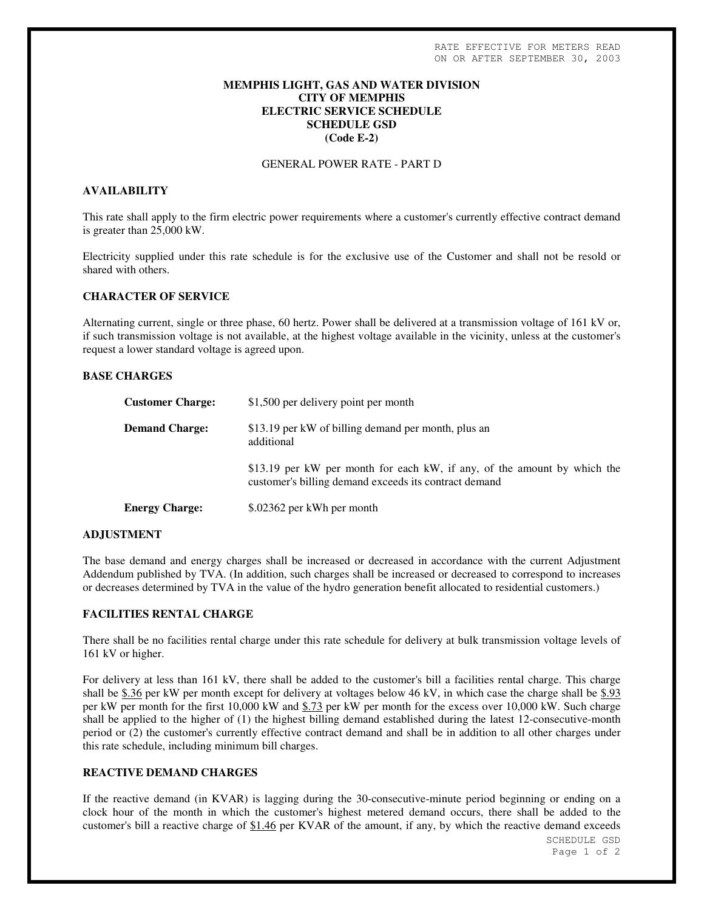RATE EFFECTIVE FOR METERS READ ON OR AFTER SEPTEMBER 30, 2003

**MEMPHIS LIGHT, GAS AND WATER DIVISION**
**CITY OF MEMPHIS**
**ELECTRIC SERVICE SCHEDULE**
**SCHEDULE GSD**
**(Code E-2)**

GENERAL POWER RATE - PART D

## AVAILABILITY

This rate shall apply to the firm electric power requirements where a customer's currently effective contract demand is greater than 25,000 kW.

Electricity supplied under this rate schedule is for the exclusive use of the Customer and shall not be resold or shared with others.

## CHARACTER OF SERVICE

Alternating current, single or three phase, 60 hertz. Power shall be delivered at a transmission voltage of 161 kV or, if such transmission voltage is not available, at the highest voltage available in the vicinity, unless at the customer's request a lower standard voltage is agreed upon.

## BASE CHARGES

**Customer Charge:** $1,500 per delivery point per month

**Demand Charge:** $13.19 per kW of billing demand per month, plus an additional

$13.19 per kW per month for each kW, if any, of the amount by which the customer's billing demand exceeds its contract demand

**Energy Charge:** $.02362 per kWh per month

## ADJUSTMENT

The base demand and energy charges shall be increased or decreased in accordance with the current Adjustment Addendum published by TVA. (In addition, such charges shall be increased or decreased to correspond to increases or decreases determined by TVA in the value of the hydro generation benefit allocated to residential customers.)

## FACILITIES RENTAL CHARGE

There shall be no facilities rental charge under this rate schedule for delivery at bulk transmission voltage levels of 161 kV or higher.

For delivery at less than 161 kV, there shall be added to the customer's bill a facilities rental charge. This charge shall be $.36 per kW per month except for delivery at voltages below 46 kV, in which case the charge shall be $.93 per kW per month for the first 10,000 kW and $.73 per kW per month for the excess over 10,000 kW. Such charge shall be applied to the higher of (1) the highest billing demand established during the latest 12-consecutive-month period or (2) the customer's currently effective contract demand and shall be in addition to all other charges under this rate schedule, including minimum bill charges.

## REACTIVE DEMAND CHARGES

If the reactive demand (in KVAR) is lagging during the 30-consecutive-minute period beginning or ending on a clock hour of the month in which the customer's highest metered demand occurs, there shall be added to the customer's bill a reactive charge of $1.46 per KVAR of the amount, if any, by which the reactive demand exceeds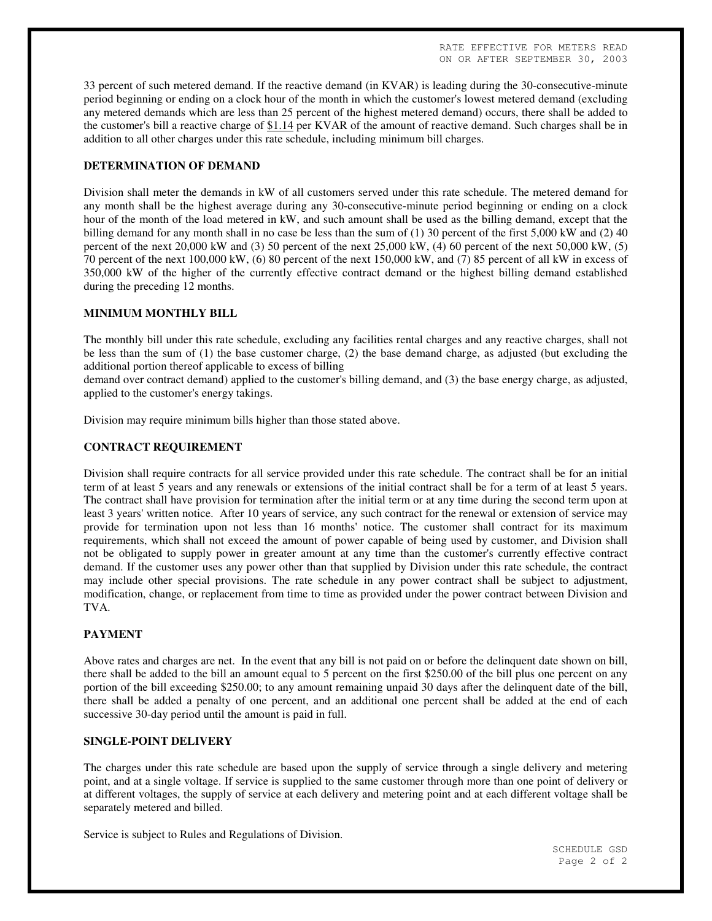33 percent of such metered demand. If the reactive demand (in KVAR) is leading during the 30-consecutive-minute period beginning or ending on a clock hour of the month in which the customer's lowest metered demand (excluding any metered demands which are less than 25 percent of the highest metered demand) occurs, there shall be added to the customer's bill a reactive charge of $1.14 per KVAR of the amount of reactive demand. Such charges shall be in addition to all other charges under this rate schedule, including minimum bill charges.

**DETERMINATION OF DEMAND**

Division shall meter the demands in kW of all customers served under this rate schedule. The metered demand for any month shall be the highest average during any 30-consecutive-minute period beginning or ending on a clock hour of the month of the load metered in kW, and such amount shall be used as the billing demand, except that the billing demand for any month shall in no case be less than the sum of (1) 30 percent of the first 5,000 kW and (2) 40 percent of the next 20,000 kW and (3) 50 percent of the next 25,000 kW, (4) 60 percent of the next 50,000 kW, (5) 70 percent of the next 100,000 kW, (6) 80 percent of the next 150,000 kW, and (7) 85 percent of all kW in excess of 350,000 kW of the higher of the currently effective contract demand or the highest billing demand established during the preceding 12 months.

**MINIMUM MONTHLY BILL**

The monthly bill under this rate schedule, excluding any facilities rental charges and any reactive charges, shall not be less than the sum of (1) the base customer charge, (2) the base demand charge, as adjusted (but excluding the additional portion thereof applicable to excess of billing demand over contract demand) applied to the customer's billing demand, and (3) the base energy charge, as adjusted, applied to the customer's energy takings.

Division may require minimum bills higher than those stated above.

**CONTRACT REQUIREMENT**

Division shall require contracts for all service provided under this rate schedule. The contract shall be for an initial term of at least 5 years and any renewals or extensions of the initial contract shall be for a term of at least 5 years. The contract shall have provision for termination after the initial term or at any time during the second term upon at least 3 years' written notice. After 10 years of service, any such contract for the renewal or extension of service may provide for termination upon not less than 16 months' notice. The customer shall contract for its maximum requirements, which shall not exceed the amount of power capable of being used by customer, and Division shall not be obligated to supply power in greater amount at any time than the customer's currently effective contract demand. If the customer uses any power other than that supplied by Division under this rate schedule, the contract may include other special provisions. The rate schedule in any power contract shall be subject to adjustment, modification, change, or replacement from time to time as provided under the power contract between Division and TVA.

**PAYMENT**

Above rates and charges are net. In the event that any bill is not paid on or before the delinquent date shown on bill, there shall be added to the bill an amount equal to 5 percent on the first $250.00 of the bill plus one percent on any portion of the bill exceeding $250.00; to any amount remaining unpaid 30 days after the delinquent date of the bill, there shall be added a penalty of one percent, and an additional one percent shall be added at the end of each successive 30-day period until the amount is paid in full.

**SINGLE-POINT DELIVERY**

The charges under this rate schedule are based upon the supply of service through a single delivery and metering point, and at a single voltage. If service is supplied to the same customer through more than one point of delivery or at different voltages, the supply of service at each delivery and metering point and at each different voltage shall be separately metered and billed.

Service is subject to Rules and Regulations of Division.